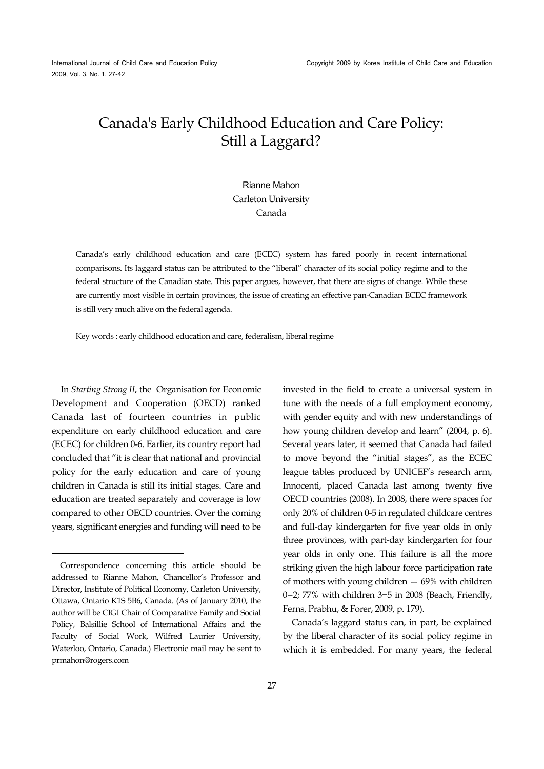# Canada's Early Childhood Education and Care Policy: Still a Laggard?

Rianne Mahon
Carleton University
Canada

Canada's early childhood education and care (ECEC) system has fared poorly in recent international comparisons. Its laggard status can be attributed to the "liberal" character of its social policy regime and to the federal structure of the Canadian state. This paper argues, however, that there are signs of change. While these are currently most visible in certain provinces, the issue of creating an effective pan-Canadian ECEC framework is still very much alive on the federal agenda.

Key words : early childhood education and care, federalism, liberal regime

In *Starting Strong II*, the Organisation for Economic Development and Cooperation (OECD) ranked Canada last of fourteen countries in public expenditure on early childhood education and care (ECEC) for children 0-6. Earlier, its country report had concluded that "it is clear that national and provincial policy for the early education and care of young children in Canada is still its initial stages. Care and education are treated separately and coverage is low compared to other OECD countries. Over the coming years, significant energies and funding will need to be invested in the field to create a universal system in tune with the needs of a full employment economy, with gender equity and with new understandings of how young children develop and learn" (2004, p. 6). Several years later, it seemed that Canada had failed to move beyond the "initial stages", as the ECEC league tables produced by UNICEF's research arm, Innocenti, placed Canada last among twenty five OECD countries (2008). In 2008, there were spaces for only 20% of children 0-5 in regulated childcare centres and full-day kindergarten for five year olds in only three provinces, with part-day kindergarten for four year olds in only one. This failure is all the more striking given the high labour force participation rate of mothers with young children — 69% with children 0−2; 77% with children 3−5 in 2008 (Beach, Friendly, Ferns, Prabhu, & Forer, 2009, p. 179).

Canada's laggard status can, in part, be explained by the liberal character of its social policy regime in which it is embedded. For many years, the federal

---

Correspondence concerning this article should be addressed to Rianne Mahon, Chancellor's Professor and Director, Institute of Political Economy, Carleton University, Ottawa, Ontario K1S 5B6, Canada. (As of January 2010, the author will be CIGI Chair of Comparative Family and Social Policy, Balsillie School of International Affairs and the Faculty of Social Work, Wilfred Laurier University, Waterloo, Ontario, Canada.) Electronic mail may be sent to prmahon@rogers.com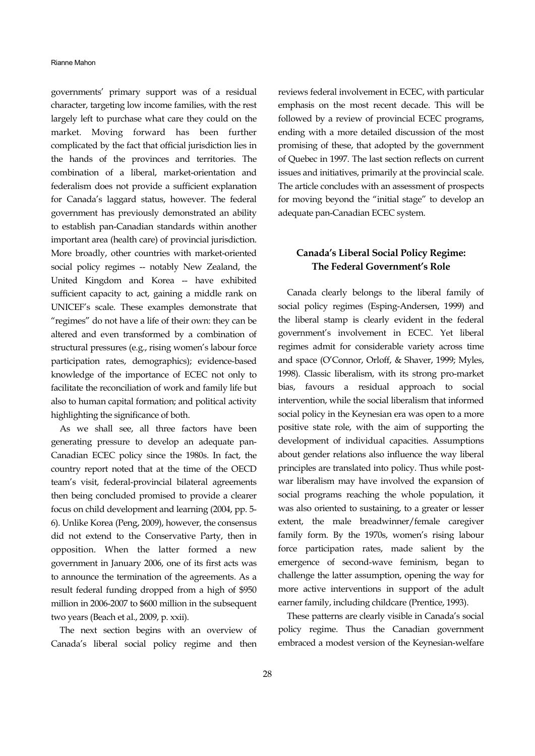governments' primary support was of a residual character, targeting low income families, with the rest largely left to purchase what care they could on the market. Moving forward has been further complicated by the fact that official jurisdiction lies in the hands of the provinces and territories. The combination of a liberal, market-orientation and federalism does not provide a sufficient explanation for Canada's laggard status, however. The federal government has previously demonstrated an ability to establish pan-Canadian standards within another important area (health care) of provincial jurisdiction. More broadly, other countries with market-oriented social policy regimes -- notably New Zealand, the United Kingdom and Korea -- have exhibited sufficient capacity to act, gaining a middle rank on UNICEF's scale. These examples demonstrate that "regimes" do not have a life of their own: they can be altered and even transformed by a combination of structural pressures (e.g., rising women's labour force participation rates, demographics); evidence-based knowledge of the importance of ECEC not only to facilitate the reconciliation of work and family life but also to human capital formation; and political activity highlighting the significance of both.

As we shall see, all three factors have been generating pressure to develop an adequate pan-Canadian ECEC policy since the 1980s. In fact, the country report noted that at the time of the OECD team's visit, federal-provincial bilateral agreements then being concluded promised to provide a clearer focus on child development and learning (2004, pp. 5-6). Unlike Korea (Peng, 2009), however, the consensus did not extend to the Conservative Party, then in opposition. When the latter formed a new government in January 2006, one of its first acts was to announce the termination of the agreements. As a result federal funding dropped from a high of $950 million in 2006-2007 to $600 million in the subsequent two years (Beach et al., 2009, p. xxii).

The next section begins with an overview of Canada's liberal social policy regime and then reviews federal involvement in ECEC, with particular emphasis on the most recent decade. This will be followed by a review of provincial ECEC programs, ending with a more detailed discussion of the most promising of these, that adopted by the government of Quebec in 1997. The last section reflects on current issues and initiatives, primarily at the provincial scale. The article concludes with an assessment of prospects for moving beyond the "initial stage" to develop an adequate pan-Canadian ECEC system.

## Canada's Liberal Social Policy Regime: The Federal Government's Role

Canada clearly belongs to the liberal family of social policy regimes (Esping-Andersen, 1999) and the liberal stamp is clearly evident in the federal government's involvement in ECEC. Yet liberal regimes admit for considerable variety across time and space (O'Connor, Orloff, & Shaver, 1999; Myles, 1998). Classic liberalism, with its strong pro-market bias, favours a residual approach to social intervention, while the social liberalism that informed social policy in the Keynesian era was open to a more positive state role, with the aim of supporting the development of individual capacities. Assumptions about gender relations also influence the way liberal principles are translated into policy. Thus while post-war liberalism may have involved the expansion of social programs reaching the whole population, it was also oriented to sustaining, to a greater or lesser extent, the male breadwinner/female caregiver family form. By the 1970s, women's rising labour force participation rates, made salient by the emergence of second-wave feminism, began to challenge the latter assumption, opening the way for more active interventions in support of the adult earner family, including childcare (Prentice, 1993).

These patterns are clearly visible in Canada's social policy regime. Thus the Canadian government embraced a modest version of the Keynesian-welfare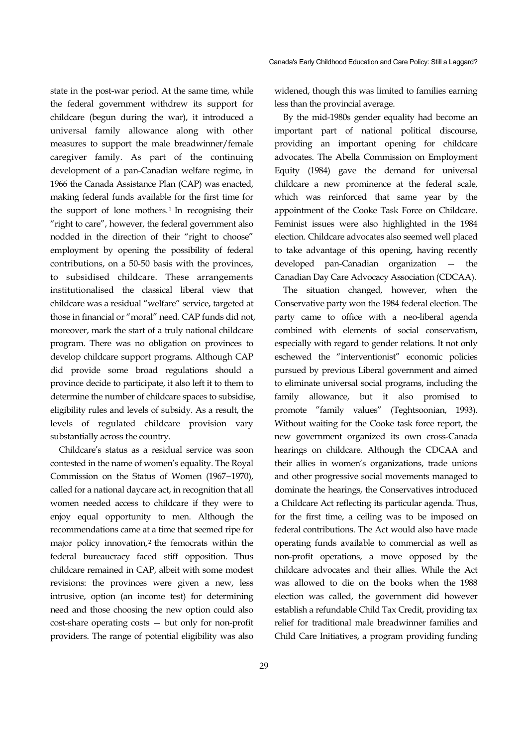state in the post-war period. At the same time, while the federal government withdrew its support for childcare (begun during the war), it introduced a universal family allowance along with other measures to support the male breadwinner/female caregiver family. As part of the continuing development of a pan-Canadian welfare regime, in 1966 the Canada Assistance Plan (CAP) was enacted, making federal funds available for the first time for the support of lone mothers.[1] In recognising their "right to care", however, the federal government also nodded in the direction of their "right to choose" employment by opening the possibility of federal contributions, on a 50-50 basis with the provinces, to subsidised childcare. These arrangements institutionalised the classical liberal view that childcare was a residual "welfare" service, targeted at those in financial or "moral" need. CAP funds did not, moreover, mark the start of a truly national childcare program. There was no obligation on provinces to develop childcare support programs. Although CAP did provide some broad regulations should a province decide to participate, it also left it to them to determine the number of childcare spaces to subsidise, eligibility rules and levels of subsidy. As a result, the levels of regulated childcare provision vary substantially across the country.

Childcare's status as a residual service was soon contested in the name of women's equality. The Royal Commission on the Status of Women (1967–1970), called for a national daycare act, in recognition that all women needed access to childcare if they were to enjoy equal opportunity to men. Although the recommendations came at a time that seemed ripe for major policy innovation,[2] the femocrats within the federal bureaucracy faced stiff opposition. Thus childcare remained in CAP, albeit with some modest revisions: the provinces were given a new, less intrusive, option (an income test) for determining need and those choosing the new option could also cost-share operating costs — but only for non-profit providers. The range of potential eligibility was also widened, though this was limited to families earning less than the provincial average.

By the mid-1980s gender equality had become an important part of national political discourse, providing an important opening for childcare advocates. The Abella Commission on Employment Equity (1984) gave the demand for universal childcare a new prominence at the federal scale, which was reinforced that same year by the appointment of the Cooke Task Force on Childcare. Feminist issues were also highlighted in the 1984 election. Childcare advocates also seemed well placed to take advantage of this opening, having recently developed pan-Canadian organization — the Canadian Day Care Advocacy Association (CDCAA).

The situation changed, however, when the Conservative party won the 1984 federal election. The party came to office with a neo-liberal agenda combined with elements of social conservatism, especially with regard to gender relations. It not only eschewed the "interventionist" economic policies pursued by previous Liberal government and aimed to eliminate universal social programs, including the family allowance, but it also promised to promote "family values" (Teghtsoonian, 1993). Without waiting for the Cooke task force report, the new government organized its own cross-Canada hearings on childcare. Although the CDCAA and their allies in women's organizations, trade unions and other progressive social movements managed to dominate the hearings, the Conservatives introduced a Childcare Act reflecting its particular agenda. Thus, for the first time, a ceiling was to be imposed on federal contributions. The Act would also have made operating funds available to commercial as well as non-profit operations, a move opposed by the childcare advocates and their allies. While the Act was allowed to die on the books when the 1988 election was called, the government did however establish a refundable Child Tax Credit, providing tax relief for traditional male breadwinner families and Child Care Initiatives, a program providing funding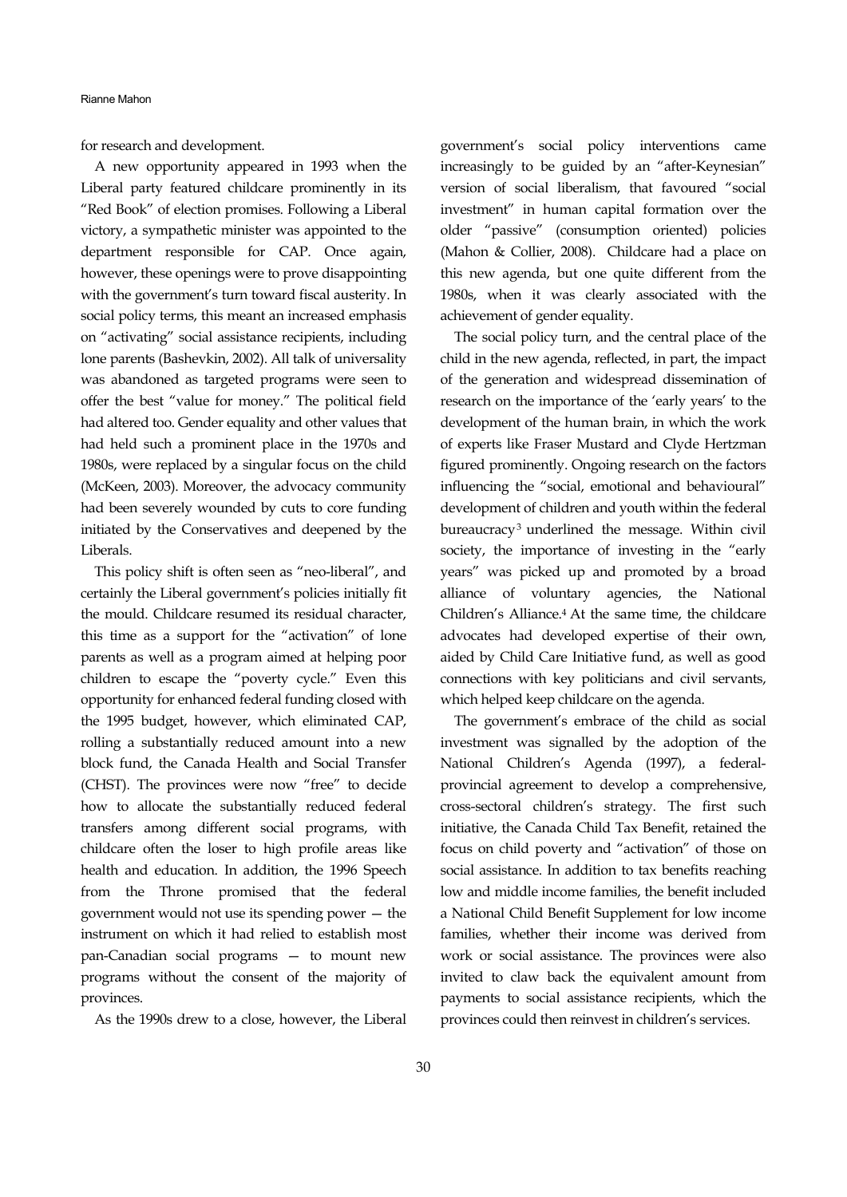for research and development.

A new opportunity appeared in 1993 when the Liberal party featured childcare prominently in its "Red Book" of election promises. Following a Liberal victory, a sympathetic minister was appointed to the department responsible for CAP. Once again, however, these openings were to prove disappointing with the government's turn toward fiscal austerity. In social policy terms, this meant an increased emphasis on "activating" social assistance recipients, including lone parents (Bashevkin, 2002). All talk of universality was abandoned as targeted programs were seen to offer the best "value for money." The political field had altered too. Gender equality and other values that had held such a prominent place in the 1970s and 1980s, were replaced by a singular focus on the child (McKeen, 2003). Moreover, the advocacy community had been severely wounded by cuts to core funding initiated by the Conservatives and deepened by the Liberals.

This policy shift is often seen as "neo-liberal", and certainly the Liberal government's policies initially fit the mould. Childcare resumed its residual character, this time as a support for the "activation" of lone parents as well as a program aimed at helping poor children to escape the "poverty cycle." Even this opportunity for enhanced federal funding closed with the 1995 budget, however, which eliminated CAP, rolling a substantially reduced amount into a new block fund, the Canada Health and Social Transfer (CHST). The provinces were now "free" to decide how to allocate the substantially reduced federal transfers among different social programs, with childcare often the loser to high profile areas like health and education. In addition, the 1996 Speech from the Throne promised that the federal government would not use its spending power — the instrument on which it had relied to establish most pan-Canadian social programs — to mount new programs without the consent of the majority of provinces.

As the 1990s drew to a close, however, the Liberal government's social policy interventions came increasingly to be guided by an "after-Keynesian" version of social liberalism, that favoured "social investment" in human capital formation over the older "passive" (consumption oriented) policies (Mahon & Collier, 2008). Childcare had a place on this new agenda, but one quite different from the 1980s, when it was clearly associated with the achievement of gender equality.

The social policy turn, and the central place of the child in the new agenda, reflected, in part, the impact of the generation and widespread dissemination of research on the importance of the 'early years' to the development of the human brain, in which the work of experts like Fraser Mustard and Clyde Hertzman figured prominently. Ongoing research on the factors influencing the "social, emotional and behavioural" development of children and youth within the federal bureaucracy[3] underlined the message. Within civil society, the importance of investing in the "early years" was picked up and promoted by a broad alliance of voluntary agencies, the National Children's Alliance.[4] At the same time, the childcare advocates had developed expertise of their own, aided by Child Care Initiative fund, as well as good connections with key politicians and civil servants, which helped keep childcare on the agenda.

The government's embrace of the child as social investment was signalled by the adoption of the National Children's Agenda (1997), a federal-provincial agreement to develop a comprehensive, cross-sectoral children's strategy. The first such initiative, the Canada Child Tax Benefit, retained the focus on child poverty and "activation" of those on social assistance. In addition to tax benefits reaching low and middle income families, the benefit included a National Child Benefit Supplement for low income families, whether their income was derived from work or social assistance. The provinces were also invited to claw back the equivalent amount from payments to social assistance recipients, which the provinces could then reinvest in children's services.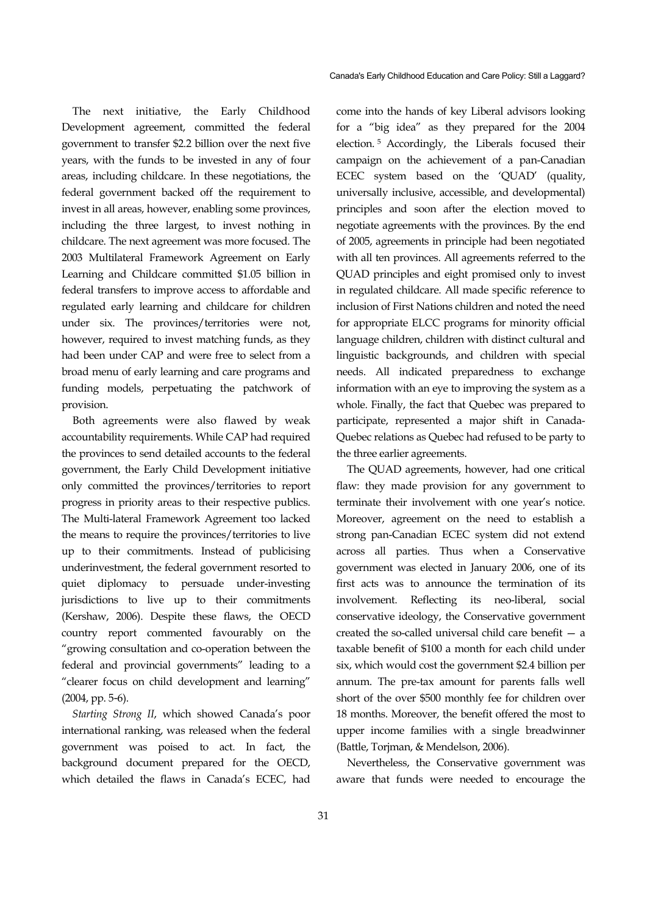The next initiative, the Early Childhood Development agreement, committed the federal government to transfer $2.2 billion over the next five years, with the funds to be invested in any of four areas, including childcare. In these negotiations, the federal government backed off the requirement to invest in all areas, however, enabling some provinces, including the three largest, to invest nothing in childcare. The next agreement was more focused. The 2003 Multilateral Framework Agreement on Early Learning and Childcare committed $1.05 billion in federal transfers to improve access to affordable and regulated early learning and childcare for children under six. The provinces/territories were not, however, required to invest matching funds, as they had been under CAP and were free to select from a broad menu of early learning and care programs and funding models, perpetuating the patchwork of provision.

Both agreements were also flawed by weak accountability requirements. While CAP had required the provinces to send detailed accounts to the federal government, the Early Child Development initiative only committed the provinces/territories to report progress in priority areas to their respective publics. The Multi-lateral Framework Agreement too lacked the means to require the provinces/territories to live up to their commitments. Instead of publicising underinvestment, the federal government resorted to quiet diplomacy to persuade under-investing jurisdictions to live up to their commitments (Kershaw, 2006). Despite these flaws, the OECD country report commented favourably on the "growing consultation and co-operation between the federal and provincial governments" leading to a "clearer focus on child development and learning" (2004, pp. 5-6).

*Starting Strong II*, which showed Canada's poor international ranking, was released when the federal government was poised to act. In fact, the background document prepared for the OECD, which detailed the flaws in Canada's ECEC, had come into the hands of key Liberal advisors looking for a "big idea" as they prepared for the 2004 election. [5] Accordingly, the Liberals focused their campaign on the achievement of a pan-Canadian ECEC system based on the 'QUAD' (quality, universally inclusive, accessible, and developmental) principles and soon after the election moved to negotiate agreements with the provinces. By the end of 2005, agreements in principle had been negotiated with all ten provinces. All agreements referred to the QUAD principles and eight promised only to invest in regulated childcare. All made specific reference to inclusion of First Nations children and noted the need for appropriate ELCC programs for minority official language children, children with distinct cultural and linguistic backgrounds, and children with special needs. All indicated preparedness to exchange information with an eye to improving the system as a whole. Finally, the fact that Quebec was prepared to participate, represented a major shift in Canada-Quebec relations as Quebec had refused to be party to the three earlier agreements.

The QUAD agreements, however, had one critical flaw: they made provision for any government to terminate their involvement with one year's notice. Moreover, agreement on the need to establish a strong pan-Canadian ECEC system did not extend across all parties. Thus when a Conservative government was elected in January 2006, one of its first acts was to announce the termination of its involvement. Reflecting its neo-liberal, social conservative ideology, the Conservative government created the so-called universal child care benefit — a taxable benefit of $100 a month for each child under six, which would cost the government $2.4 billion per annum. The pre-tax amount for parents falls well short of the over $500 monthly fee for children over 18 months. Moreover, the benefit offered the most to upper income families with a single breadwinner (Battle, Torjman, & Mendelson, 2006).

Nevertheless, the Conservative government was aware that funds were needed to encourage the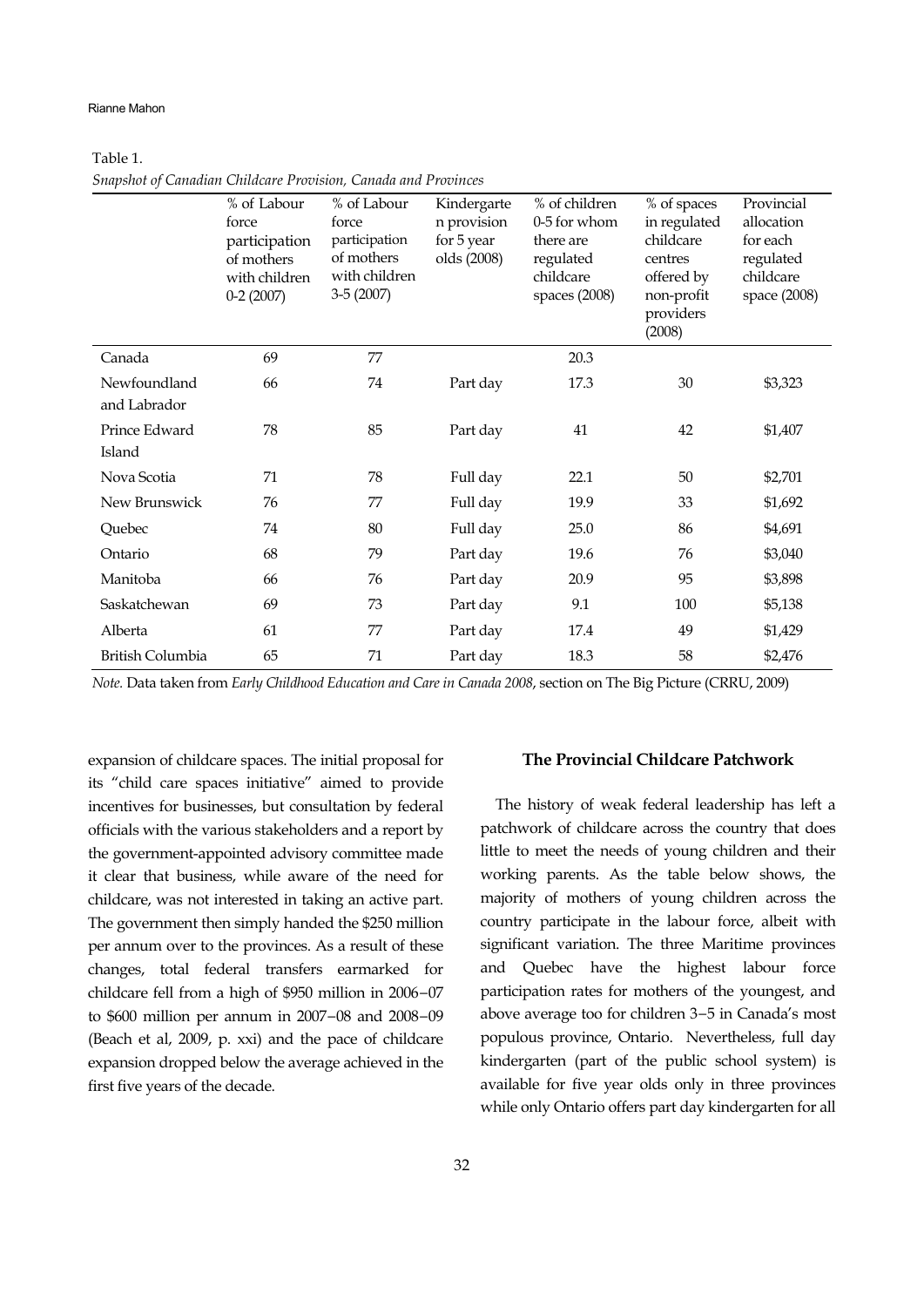Table 1.
*Snapshot of Canadian Childcare Provision, Canada and Provinces*

| | % of Labour force participation of mothers with children 0-2 (2007) | % of Labour force participation of mothers with children 3-5 (2007) | Kindergarten provision for 5 year olds (2008) | % of children 0-5 for whom there are regulated childcare spaces (2008) | % of spaces in regulated childcare centres offered by non-profit providers (2008) | Provincial allocation for each regulated childcare space (2008) |
|---|---|---|---|---|---|---|
| Canada | 69 | 77 | | 20.3 | | |
| Newfoundland and Labrador | 66 | 74 | Part day | 17.3 | 30 | $3,323 |
| Prince Edward Island | 78 | 85 | Part day | 41 | 42 | $1,407 |
| Nova Scotia | 71 | 78 | Full day | 22.1 | 50 | $2,701 |
| New Brunswick | 76 | 77 | Full day | 19.9 | 33 | $1,692 |
| Quebec | 74 | 80 | Full day | 25.0 | 86 | $4,691 |
| Ontario | 68 | 79 | Part day | 19.6 | 76 | $3,040 |
| Manitoba | 66 | 76 | Part day | 20.9 | 95 | $3,898 |
| Saskatchewan | 69 | 73 | Part day | 9.1 | 100 | $5,138 |
| Alberta | 61 | 77 | Part day | 17.4 | 49 | $1,429 |
| British Columbia | 65 | 71 | Part day | 18.3 | 58 | $2,476 |

*Note.* Data taken from *Early Childhood Education and Care in Canada 2008*, section on The Big Picture (CRRU, 2009)

expansion of childcare spaces. The initial proposal for its "child care spaces initiative" aimed to provide incentives for businesses, but consultation by federal officials with the various stakeholders and a report by the government-appointed advisory committee made it clear that business, while aware of the need for childcare, was not interested in taking an active part. The government then simply handed the $250 million per annum over to the provinces. As a result of these changes, total federal transfers earmarked for childcare fell from a high of $950 million in 2006–07 to $600 million per annum in 2007–08 and 2008–09 (Beach et al, 2009, p. xxi) and the pace of childcare expansion dropped below the average achieved in the first five years of the decade.

### The Provincial Childcare Patchwork

The history of weak federal leadership has left a patchwork of childcare across the country that does little to meet the needs of young children and their working parents. As the table below shows, the majority of mothers of young children across the country participate in the labour force, albeit with significant variation. The three Maritime provinces and Quebec have the highest labour force participation rates for mothers of the youngest, and above average too for children 3–5 in Canada's most populous province, Ontario. Nevertheless, full day kindergarten (part of the public school system) is available for five year olds only in three provinces while only Ontario offers part day kindergarten for all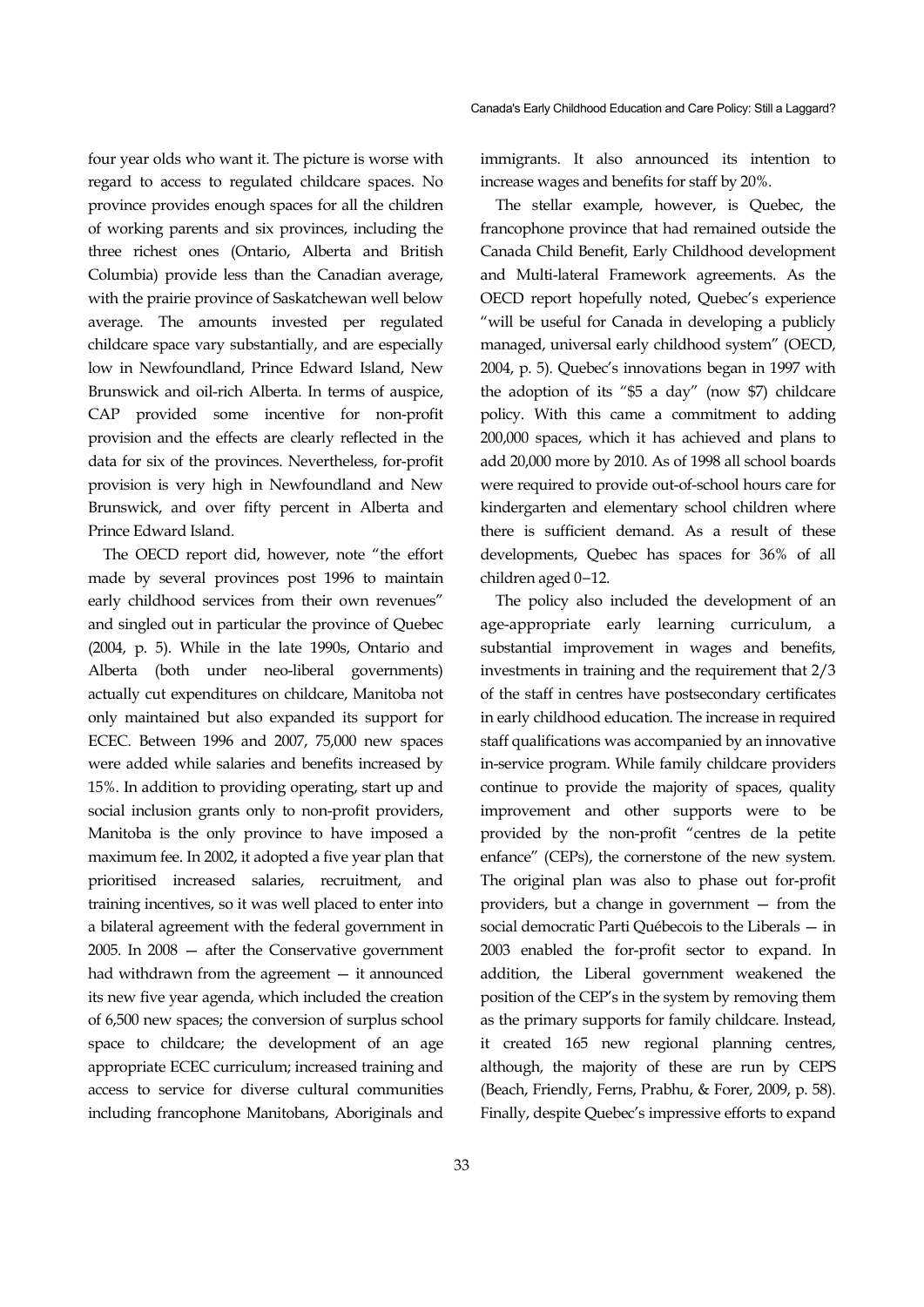four year olds who want it. The picture is worse with regard to access to regulated childcare spaces. No province provides enough spaces for all the children of working parents and six provinces, including the three richest ones (Ontario, Alberta and British Columbia) provide less than the Canadian average, with the prairie province of Saskatchewan well below average. The amounts invested per regulated childcare space vary substantially, and are especially low in Newfoundland, Prince Edward Island, New Brunswick and oil-rich Alberta. In terms of auspice, CAP provided some incentive for non-profit provision and the effects are clearly reflected in the data for six of the provinces. Nevertheless, for-profit provision is very high in Newfoundland and New Brunswick, and over fifty percent in Alberta and Prince Edward Island.

The OECD report did, however, note "the effort made by several provinces post 1996 to maintain early childhood services from their own revenues" and singled out in particular the province of Quebec (2004, p. 5). While in the late 1990s, Ontario and Alberta (both under neo-liberal governments) actually cut expenditures on childcare, Manitoba not only maintained but also expanded its support for ECEC. Between 1996 and 2007, 75,000 new spaces were added while salaries and benefits increased by 15%. In addition to providing operating, start up and social inclusion grants only to non-profit providers, Manitoba is the only province to have imposed a maximum fee. In 2002, it adopted a five year plan that prioritised increased salaries, recruitment, and training incentives, so it was well placed to enter into a bilateral agreement with the federal government in 2005. In 2008 — after the Conservative government had withdrawn from the agreement — it announced its new five year agenda, which included the creation of 6,500 new spaces; the conversion of surplus school space to childcare; the development of an age appropriate ECEC curriculum; increased training and access to service for diverse cultural communities including francophone Manitobans, Aboriginals and immigrants. It also announced its intention to increase wages and benefits for staff by 20%.

The stellar example, however, is Quebec, the francophone province that had remained outside the Canada Child Benefit, Early Childhood development and Multi-lateral Framework agreements. As the OECD report hopefully noted, Quebec's experience "will be useful for Canada in developing a publicly managed, universal early childhood system" (OECD, 2004, p. 5). Quebec's innovations began in 1997 with the adoption of its "$5 a day" (now $7) childcare policy. With this came a commitment to adding 200,000 spaces, which it has achieved and plans to add 20,000 more by 2010. As of 1998 all school boards were required to provide out-of-school hours care for kindergarten and elementary school children where there is sufficient demand. As a result of these developments, Quebec has spaces for 36% of all children aged 0–12.

The policy also included the development of an age-appropriate early learning curriculum, a substantial improvement in wages and benefits, investments in training and the requirement that 2/3 of the staff in centres have postsecondary certificates in early childhood education. The increase in required staff qualifications was accompanied by an innovative in-service program. While family childcare providers continue to provide the majority of spaces, quality improvement and other supports were to be provided by the non-profit "centres de la petite enfance" (CEPs), the cornerstone of the new system. The original plan was also to phase out for-profit providers, but a change in government — from the social democratic Parti Québecois to the Liberals — in 2003 enabled the for-profit sector to expand. In addition, the Liberal government weakened the position of the CEP's in the system by removing them as the primary supports for family childcare. Instead, it created 165 new regional planning centres, although, the majority of these are run by CEPS (Beach, Friendly, Ferns, Prabhu, & Forer, 2009, p. 58). Finally, despite Quebec's impressive efforts to expand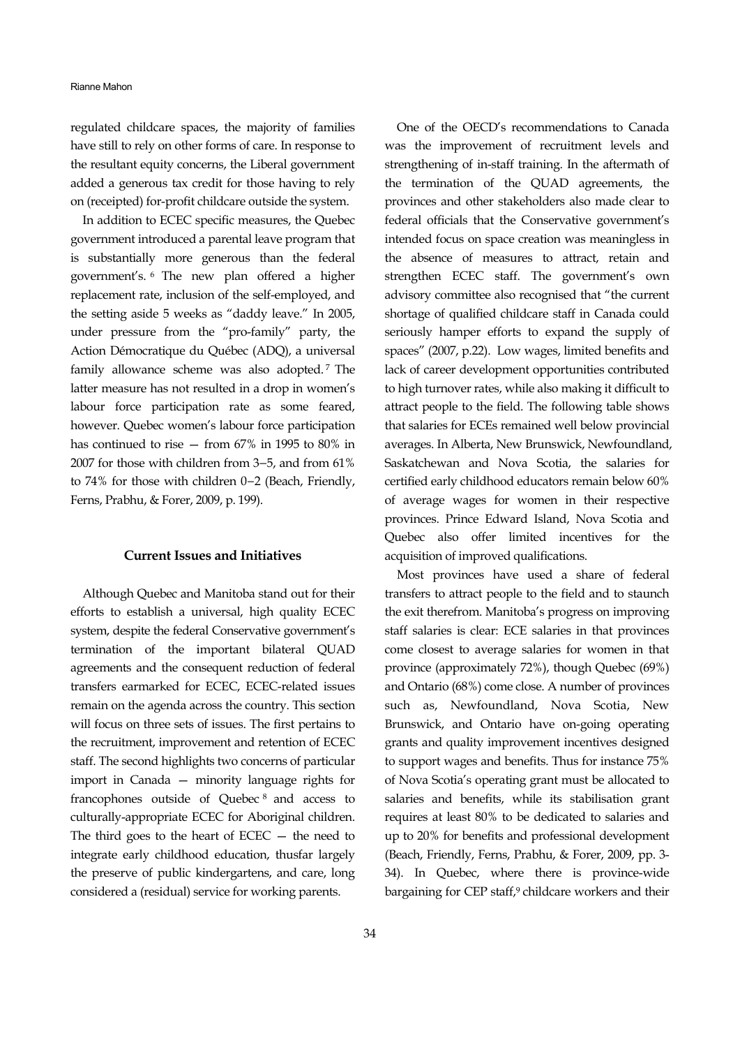regulated childcare spaces, the majority of families have still to rely on other forms of care. In response to the resultant equity concerns, the Liberal government added a generous tax credit for those having to rely on (receipted) for-profit childcare outside the system.

In addition to ECEC specific measures, the Quebec government introduced a parental leave program that is substantially more generous than the federal government's. [6] The new plan offered a higher replacement rate, inclusion of the self-employed, and the setting aside 5 weeks as "daddy leave." In 2005, under pressure from the "pro-family" party, the Action Démocratique du Québec (ADQ), a universal family allowance scheme was also adopted. [7] The latter measure has not resulted in a drop in women's labour force participation rate as some feared, however. Quebec women's labour force participation has continued to rise — from 67% in 1995 to 80% in 2007 for those with children from 3−5, and from 61% to 74% for those with children 0−2 (Beach, Friendly, Ferns, Prabhu, & Forer, 2009, p. 199).

## Current Issues and Initiatives

Although Quebec and Manitoba stand out for their efforts to establish a universal, high quality ECEC system, despite the federal Conservative government's termination of the important bilateral QUAD agreements and the consequent reduction of federal transfers earmarked for ECEC, ECEC-related issues remain on the agenda across the country. This section will focus on three sets of issues. The first pertains to the recruitment, improvement and retention of ECEC staff. The second highlights two concerns of particular import in Canada — minority language rights for francophones outside of Quebec [8] and access to culturally-appropriate ECEC for Aboriginal children. The third goes to the heart of ECEC — the need to integrate early childhood education, thusfar largely the preserve of public kindergartens, and care, long considered a (residual) service for working parents.

One of the OECD's recommendations to Canada was the improvement of recruitment levels and strengthening of in-staff training. In the aftermath of the termination of the QUAD agreements, the provinces and other stakeholders also made clear to federal officials that the Conservative government's intended focus on space creation was meaningless in the absence of measures to attract, retain and strengthen ECEC staff. The government's own advisory committee also recognised that "the current shortage of qualified childcare staff in Canada could seriously hamper efforts to expand the supply of spaces" (2007, p.22). Low wages, limited benefits and lack of career development opportunities contributed to high turnover rates, while also making it difficult to attract people to the field. The following table shows that salaries for ECEs remained well below provincial averages. In Alberta, New Brunswick, Newfoundland, Saskatchewan and Nova Scotia, the salaries for certified early childhood educators remain below 60% of average wages for women in their respective provinces. Prince Edward Island, Nova Scotia and Quebec also offer limited incentives for the acquisition of improved qualifications.

Most provinces have used a share of federal transfers to attract people to the field and to staunch the exit therefrom. Manitoba's progress on improving staff salaries is clear: ECE salaries in that provinces come closest to average salaries for women in that province (approximately 72%), though Quebec (69%) and Ontario (68%) come close. A number of provinces such as, Newfoundland, Nova Scotia, New Brunswick, and Ontario have on-going operating grants and quality improvement incentives designed to support wages and benefits. Thus for instance 75% of Nova Scotia's operating grant must be allocated to salaries and benefits, while its stabilisation grant requires at least 80% to be dedicated to salaries and up to 20% for benefits and professional development (Beach, Friendly, Ferns, Prabhu, & Forer, 2009, pp. 3-34). In Quebec, where there is province-wide bargaining for CEP staff,[9] childcare workers and their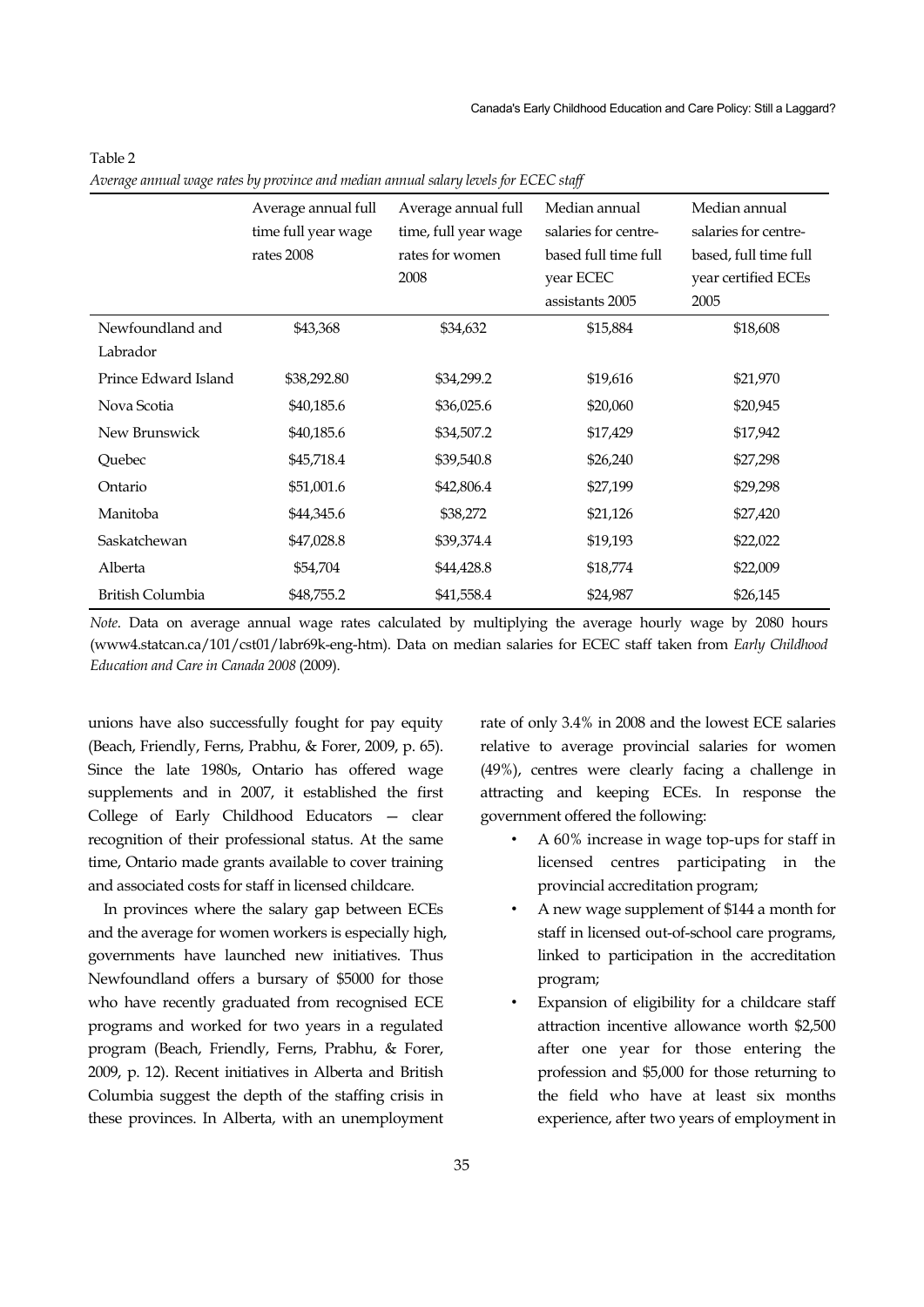Table 2

*Average annual wage rates by province and median annual salary levels for ECEC staff*

| | Average annual full time full year wage rates 2008 | Average annual full time, full year wage rates for women 2008 | Median annual salaries for centre-based full time full year ECEC assistants 2005 | Median annual salaries for centre-based, full time full year certified ECEs 2005 |
|---|---|---|---|---|
| Newfoundland and Labrador | $43,368 | $34,632 | $15,884 | $18,608 |
| Prince Edward Island | $38,292.80 | $34,299.2 | $19,616 | $21,970 |
| Nova Scotia | $40,185.6 | $36,025.6 | $20,060 | $20,945 |
| New Brunswick | $40,185.6 | $34,507.2 | $17,429 | $17,942 |
| Quebec | $45,718.4 | $39,540.8 | $26,240 | $27,298 |
| Ontario | $51,001.6 | $42,806.4 | $27,199 | $29,298 |
| Manitoba | $44,345.6 | $38,272 | $21,126 | $27,420 |
| Saskatchewan | $47,028.8 | $39,374.4 | $19,193 | $22,022 |
| Alberta | $54,704 | $44,428.8 | $18,774 | $22,009 |
| British Columbia | $48,755.2 | $41,558.4 | $24,987 | $26,145 |

*Note*. Data on average annual wage rates calculated by multiplying the average hourly wage by 2080 hours (www4.statcan.ca/101/cst01/labr69k-eng-htm). Data on median salaries for ECEC staff taken from *Early Childhood Education and Care in Canada 2008* (2009).

unions have also successfully fought for pay equity (Beach, Friendly, Ferns, Prabhu, & Forer, 2009, p. 65). Since the late 1980s, Ontario has offered wage supplements and in 2007, it established the first College of Early Childhood Educators — clear recognition of their professional status. At the same time, Ontario made grants available to cover training and associated costs for staff in licensed childcare.

In provinces where the salary gap between ECEs and the average for women workers is especially high, governments have launched new initiatives. Thus Newfoundland offers a bursary of $5000 for those who have recently graduated from recognised ECE programs and worked for two years in a regulated program (Beach, Friendly, Ferns, Prabhu, & Forer, 2009, p. 12). Recent initiatives in Alberta and British Columbia suggest the depth of the staffing crisis in these provinces. In Alberta, with an unemployment rate of only 3.4% in 2008 and the lowest ECE salaries relative to average provincial salaries for women (49%), centres were clearly facing a challenge in attracting and keeping ECEs. In response the government offered the following:

- A 60% increase in wage top-ups for staff in licensed centres participating in the provincial accreditation program;
- A new wage supplement of $144 a month for staff in licensed out-of-school care programs, linked to participation in the accreditation program;
- Expansion of eligibility for a childcare staff attraction incentive allowance worth $2,500 after one year for those entering the profession and $5,000 for those returning to the field who have at least six months experience, after two years of employment in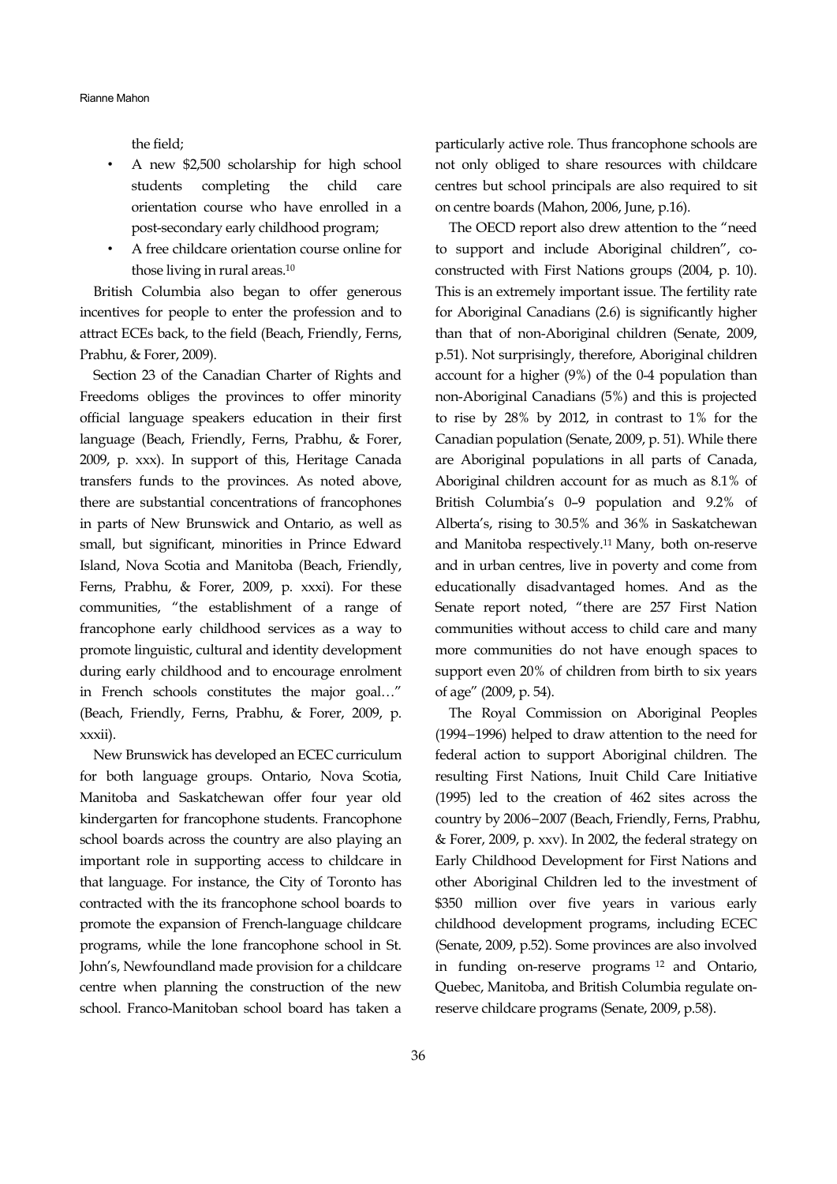the field;

- A new $2,500 scholarship for high school students completing the child care orientation course who have enrolled in a post-secondary early childhood program;
- A free childcare orientation course online for those living in rural areas.[10]

British Columbia also began to offer generous incentives for people to enter the profession and to attract ECEs back, to the field (Beach, Friendly, Ferns, Prabhu, & Forer, 2009).

Section 23 of the Canadian Charter of Rights and Freedoms obliges the provinces to offer minority official language speakers education in their first language (Beach, Friendly, Ferns, Prabhu, & Forer, 2009, p. xxx). In support of this, Heritage Canada transfers funds to the provinces. As noted above, there are substantial concentrations of francophones in parts of New Brunswick and Ontario, as well as small, but significant, minorities in Prince Edward Island, Nova Scotia and Manitoba (Beach, Friendly, Ferns, Prabhu, & Forer, 2009, p. xxxi). For these communities, "the establishment of a range of francophone early childhood services as a way to promote linguistic, cultural and identity development during early childhood and to encourage enrolment in French schools constitutes the major goal…" (Beach, Friendly, Ferns, Prabhu, & Forer, 2009, p. xxxii).

New Brunswick has developed an ECEC curriculum for both language groups. Ontario, Nova Scotia, Manitoba and Saskatchewan offer four year old kindergarten for francophone students. Francophone school boards across the country are also playing an important role in supporting access to childcare in that language. For instance, the City of Toronto has contracted with the its francophone school boards to promote the expansion of French-language childcare programs, while the lone francophone school in St. John's, Newfoundland made provision for a childcare centre when planning the construction of the new school. Franco-Manitoban school board has taken a particularly active role. Thus francophone schools are not only obliged to share resources with childcare centres but school principals are also required to sit on centre boards (Mahon, 2006, June, p.16).

The OECD report also drew attention to the "need to support and include Aboriginal children", co-constructed with First Nations groups (2004, p. 10). This is an extremely important issue. The fertility rate for Aboriginal Canadians (2.6) is significantly higher than that of non-Aboriginal children (Senate, 2009, p.51). Not surprisingly, therefore, Aboriginal children account for a higher (9%) of the 0-4 population than non-Aboriginal Canadians (5%) and this is projected to rise by 28% by 2012, in contrast to 1% for the Canadian population (Senate, 2009, p. 51). While there are Aboriginal populations in all parts of Canada, Aboriginal children account for as much as 8.1% of British Columbia's 0–9 population and 9.2% of Alberta's, rising to 30.5% and 36% in Saskatchewan and Manitoba respectively.[11] Many, both on-reserve and in urban centres, live in poverty and come from educationally disadvantaged homes. And as the Senate report noted, "there are 257 First Nation communities without access to child care and many more communities do not have enough spaces to support even 20% of children from birth to six years of age" (2009, p. 54).

The Royal Commission on Aboriginal Peoples (1994−1996) helped to draw attention to the need for federal action to support Aboriginal children. The resulting First Nations, Inuit Child Care Initiative (1995) led to the creation of 462 sites across the country by 2006−2007 (Beach, Friendly, Ferns, Prabhu, & Forer, 2009, p. xxv). In 2002, the federal strategy on Early Childhood Development for First Nations and other Aboriginal Children led to the investment of $350 million over five years in various early childhood development programs, including ECEC (Senate, 2009, p.52). Some provinces are also involved in funding on-reserve programs [12] and Ontario, Quebec, Manitoba, and British Columbia regulate on-reserve childcare programs (Senate, 2009, p.58).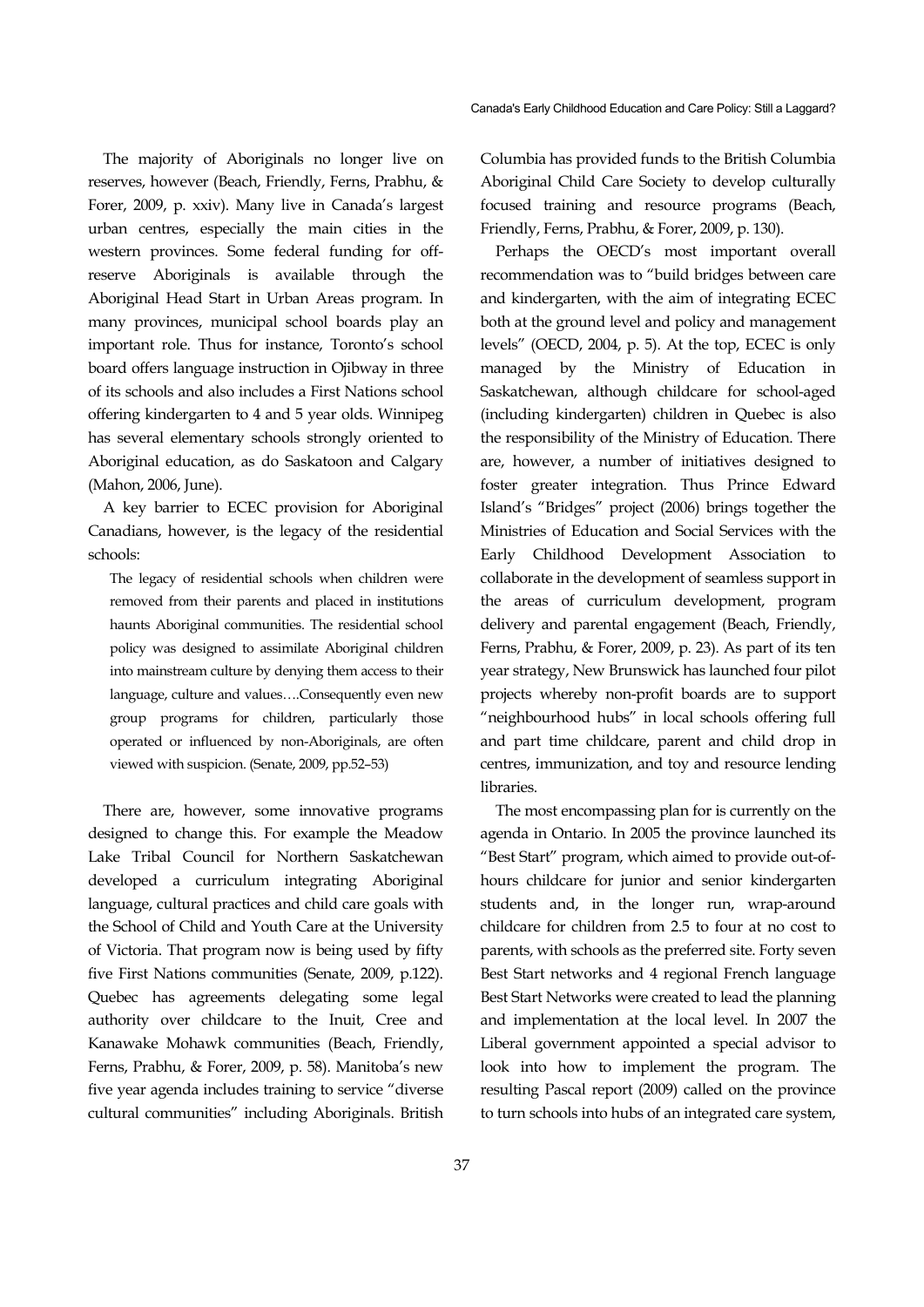The majority of Aboriginals no longer live on reserves, however (Beach, Friendly, Ferns, Prabhu, & Forer, 2009, p. xxiv). Many live in Canada's largest urban centres, especially the main cities in the western provinces. Some federal funding for off-reserve Aboriginals is available through the Aboriginal Head Start in Urban Areas program. In many provinces, municipal school boards play an important role. Thus for instance, Toronto's school board offers language instruction in Ojibway in three of its schools and also includes a First Nations school offering kindergarten to 4 and 5 year olds. Winnipeg has several elementary schools strongly oriented to Aboriginal education, as do Saskatoon and Calgary (Mahon, 2006, June).

A key barrier to ECEC provision for Aboriginal Canadians, however, is the legacy of the residential schools:

> The legacy of residential schools when children were removed from their parents and placed in institutions haunts Aboriginal communities. The residential school policy was designed to assimilate Aboriginal children into mainstream culture by denying them access to their language, culture and values….Consequently even new group programs for children, particularly those operated or influenced by non-Aboriginals, are often viewed with suspicion. (Senate, 2009, pp.52–53)

There are, however, some innovative programs designed to change this. For example the Meadow Lake Tribal Council for Northern Saskatchewan developed a curriculum integrating Aboriginal language, cultural practices and child care goals with the School of Child and Youth Care at the University of Victoria. That program now is being used by fifty five First Nations communities (Senate, 2009, p.122). Quebec has agreements delegating some legal authority over childcare to the Inuit, Cree and Kanawake Mohawk communities (Beach, Friendly, Ferns, Prabhu, & Forer, 2009, p. 58). Manitoba's new five year agenda includes training to service "diverse cultural communities" including Aboriginals. British Columbia has provided funds to the British Columbia Aboriginal Child Care Society to develop culturally focused training and resource programs (Beach, Friendly, Ferns, Prabhu, & Forer, 2009, p. 130).

Perhaps the OECD's most important overall recommendation was to "build bridges between care and kindergarten, with the aim of integrating ECEC both at the ground level and policy and management levels" (OECD, 2004, p. 5). At the top, ECEC is only managed by the Ministry of Education in Saskatchewan, although childcare for school-aged (including kindergarten) children in Quebec is also the responsibility of the Ministry of Education. There are, however, a number of initiatives designed to foster greater integration. Thus Prince Edward Island's "Bridges" project (2006) brings together the Ministries of Education and Social Services with the Early Childhood Development Association to collaborate in the development of seamless support in the areas of curriculum development, program delivery and parental engagement (Beach, Friendly, Ferns, Prabhu, & Forer, 2009, p. 23). As part of its ten year strategy, New Brunswick has launched four pilot projects whereby non-profit boards are to support "neighbourhood hubs" in local schools offering full and part time childcare, parent and child drop in centres, immunization, and toy and resource lending libraries.

The most encompassing plan for is currently on the agenda in Ontario. In 2005 the province launched its "Best Start" program, which aimed to provide out-of-hours childcare for junior and senior kindergarten students and, in the longer run, wrap-around childcare for children from 2.5 to four at no cost to parents, with schools as the preferred site. Forty seven Best Start networks and 4 regional French language Best Start Networks were created to lead the planning and implementation at the local level. In 2007 the Liberal government appointed a special advisor to look into how to implement the program. The resulting Pascal report (2009) called on the province to turn schools into hubs of an integrated care system,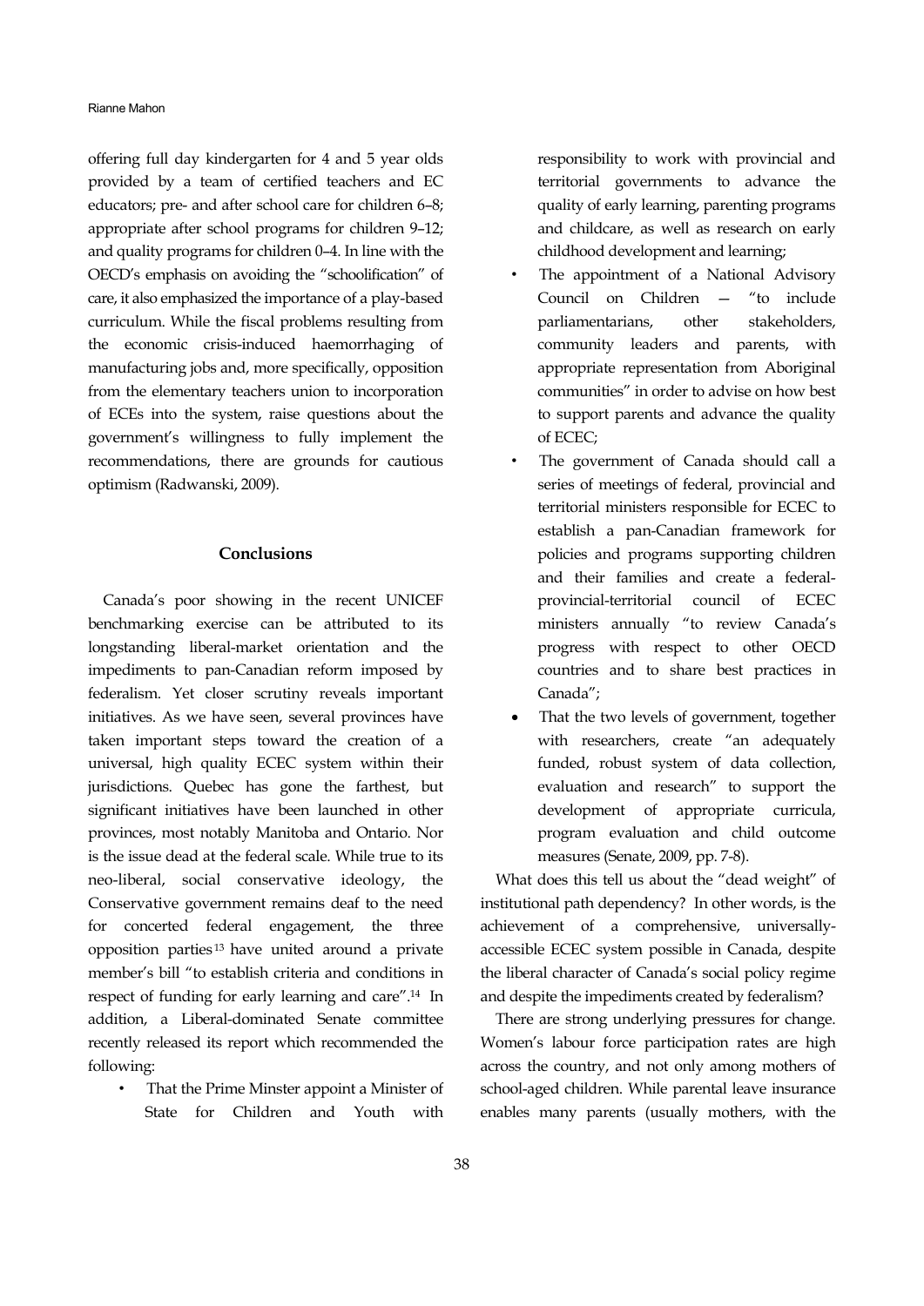offering full day kindergarten for 4 and 5 year olds provided by a team of certified teachers and EC educators; pre- and after school care for children 6–8; appropriate after school programs for children 9–12; and quality programs for children 0–4. In line with the OECD's emphasis on avoiding the "schoolification" of care, it also emphasized the importance of a play-based curriculum. While the fiscal problems resulting from the economic crisis-induced haemorrhaging of manufacturing jobs and, more specifically, opposition from the elementary teachers union to incorporation of ECEs into the system, raise questions about the government's willingness to fully implement the recommendations, there are grounds for cautious optimism (Radwanski, 2009).

## Conclusions

Canada's poor showing in the recent UNICEF benchmarking exercise can be attributed to its longstanding liberal-market orientation and the impediments to pan-Canadian reform imposed by federalism. Yet closer scrutiny reveals important initiatives. As we have seen, several provinces have taken important steps toward the creation of a universal, high quality ECEC system within their jurisdictions. Quebec has gone the farthest, but significant initiatives have been launched in other provinces, most notably Manitoba and Ontario. Nor is the issue dead at the federal scale. While true to its neo-liberal, social conservative ideology, the Conservative government remains deaf to the need for concerted federal engagement, the three opposition parties[13] have united around a private member's bill "to establish criteria and conditions in respect of funding for early learning and care".[14] In addition, a Liberal-dominated Senate committee recently released its report which recommended the following:

- That the Prime Minster appoint a Minister of State for Children and Youth with responsibility to work with provincial and territorial governments to advance the quality of early learning, parenting programs and childcare, as well as research on early childhood development and learning;
- The appointment of a National Advisory Council on Children — "to include parliamentarians, other stakeholders, community leaders and parents, with appropriate representation from Aboriginal communities" in order to advise on how best to support parents and advance the quality of ECEC;
- The government of Canada should call a series of meetings of federal, provincial and territorial ministers responsible for ECEC to establish a pan-Canadian framework for policies and programs supporting children and their families and create a federal-provincial-territorial council of ECEC ministers annually "to review Canada's progress with respect to other OECD countries and to share best practices in Canada";
- That the two levels of government, together with researchers, create "an adequately funded, robust system of data collection, evaluation and research" to support the development of appropriate curricula, program evaluation and child outcome measures (Senate, 2009, pp. 7-8).

What does this tell us about the "dead weight" of institutional path dependency? In other words, is the achievement of a comprehensive, universally-accessible ECEC system possible in Canada, despite the liberal character of Canada's social policy regime and despite the impediments created by federalism?

There are strong underlying pressures for change. Women's labour force participation rates are high across the country, and not only among mothers of school-aged children. While parental leave insurance enables many parents (usually mothers, with the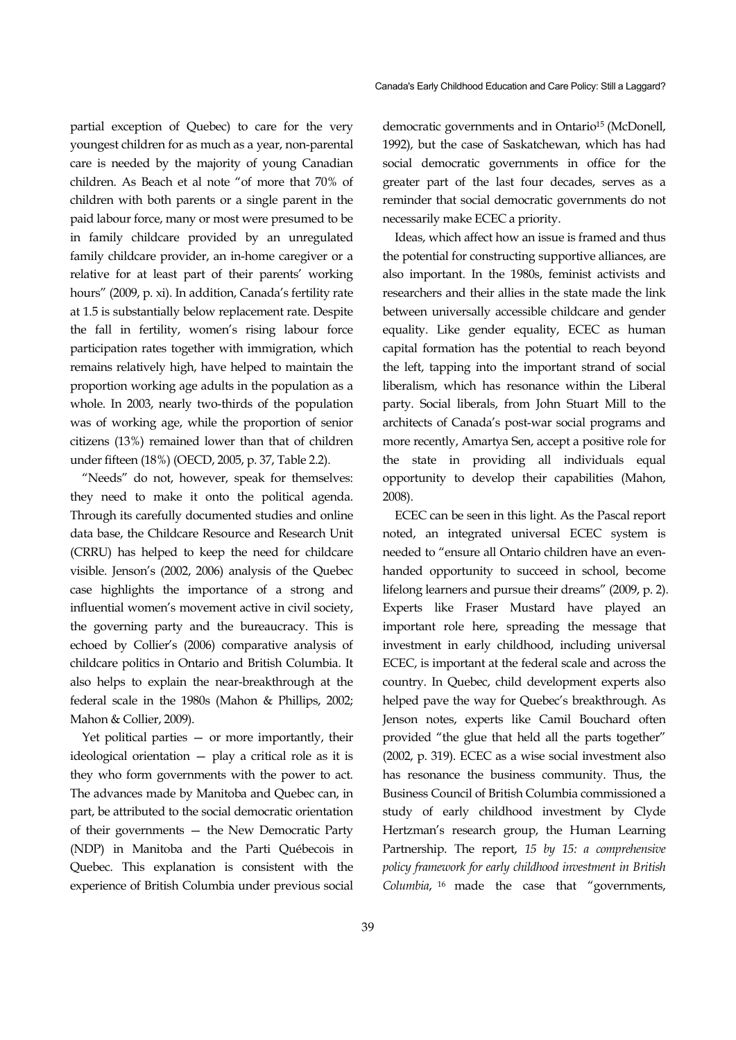partial exception of Quebec) to care for the very youngest children for as much as a year, non-parental care is needed by the majority of young Canadian children. As Beach et al note "of more that 70% of children with both parents or a single parent in the paid labour force, many or most were presumed to be in family childcare provided by an unregulated family childcare provider, an in-home caregiver or a relative for at least part of their parents' working hours" (2009, p. xi). In addition, Canada's fertility rate at 1.5 is substantially below replacement rate. Despite the fall in fertility, women's rising labour force participation rates together with immigration, which remains relatively high, have helped to maintain the proportion working age adults in the population as a whole. In 2003, nearly two-thirds of the population was of working age, while the proportion of senior citizens (13%) remained lower than that of children under fifteen (18%) (OECD, 2005, p. 37, Table 2.2).

"Needs" do not, however, speak for themselves: they need to make it onto the political agenda. Through its carefully documented studies and online data base, the Childcare Resource and Research Unit (CRRU) has helped to keep the need for childcare visible. Jenson's (2002, 2006) analysis of the Quebec case highlights the importance of a strong and influential women's movement active in civil society, the governing party and the bureaucracy. This is echoed by Collier's (2006) comparative analysis of childcare politics in Ontario and British Columbia. It also helps to explain the near-breakthrough at the federal scale in the 1980s (Mahon & Phillips, 2002; Mahon & Collier, 2009).

Yet political parties — or more importantly, their ideological orientation — play a critical role as it is they who form governments with the power to act. The advances made by Manitoba and Quebec can, in part, be attributed to the social democratic orientation of their governments — the New Democratic Party (NDP) in Manitoba and the Parti Québecois in Quebec. This explanation is consistent with the experience of British Columbia under previous social democratic governments and in Ontario[15] (McDonell, 1992), but the case of Saskatchewan, which has had social democratic governments in office for the greater part of the last four decades, serves as a reminder that social democratic governments do not necessarily make ECEC a priority.

Ideas, which affect how an issue is framed and thus the potential for constructing supportive alliances, are also important. In the 1980s, feminist activists and researchers and their allies in the state made the link between universally accessible childcare and gender equality. Like gender equality, ECEC as human capital formation has the potential to reach beyond the left, tapping into the important strand of social liberalism, which has resonance within the Liberal party. Social liberals, from John Stuart Mill to the architects of Canada's post-war social programs and more recently, Amartya Sen, accept a positive role for the state in providing all individuals equal opportunity to develop their capabilities (Mahon, 2008).

ECEC can be seen in this light. As the Pascal report noted, an integrated universal ECEC system is needed to "ensure all Ontario children have an even-handed opportunity to succeed in school, become lifelong learners and pursue their dreams" (2009, p. 2). Experts like Fraser Mustard have played an important role here, spreading the message that investment in early childhood, including universal ECEC, is important at the federal scale and across the country. In Quebec, child development experts also helped pave the way for Quebec's breakthrough. As Jenson notes, experts like Camil Bouchard often provided "the glue that held all the parts together" (2002, p. 319). ECEC as a wise social investment also has resonance the business community. Thus, the Business Council of British Columbia commissioned a study of early childhood investment by Clyde Hertzman's research group, the Human Learning Partnership. The report, *15 by 15: a comprehensive policy framework for early childhood investment in British Columbia*, [16] made the case that "governments,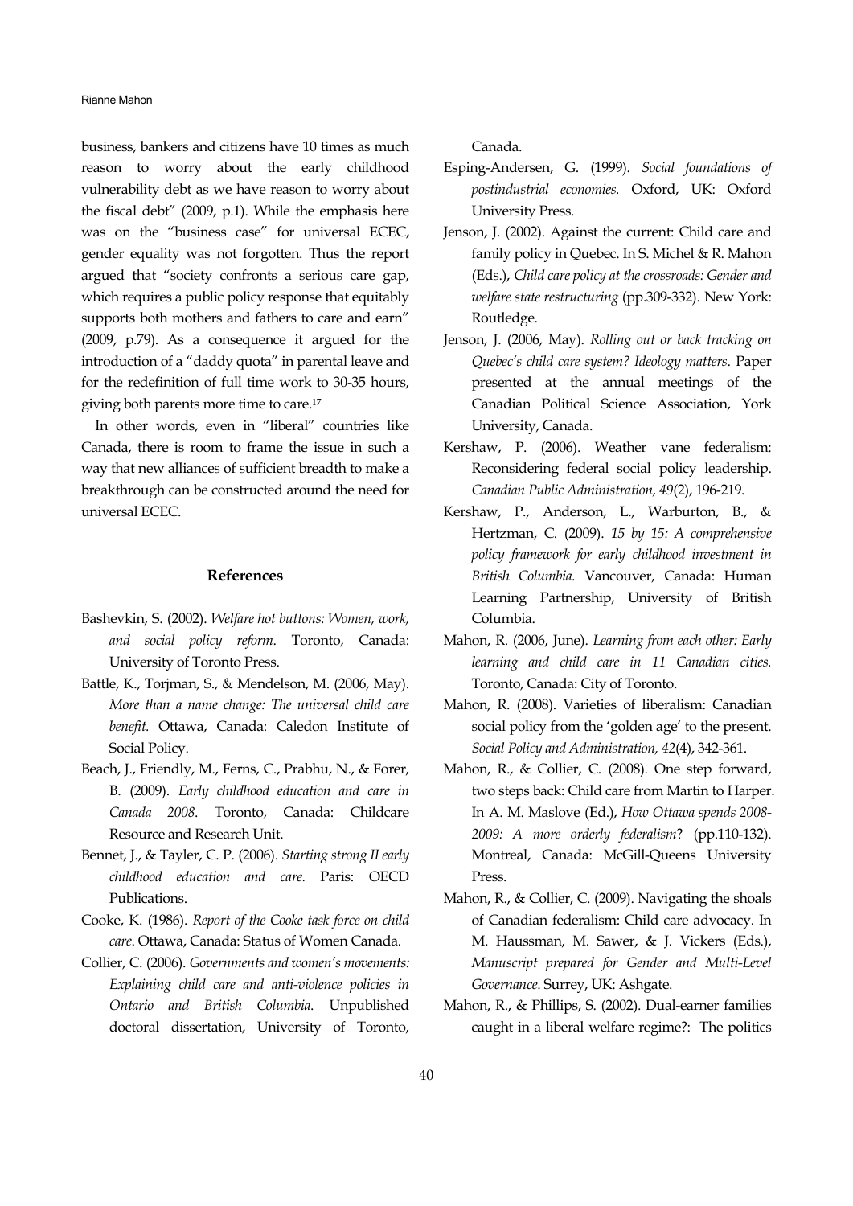business, bankers and citizens have 10 times as much reason to worry about the early childhood vulnerability debt as we have reason to worry about the fiscal debt" (2009, p.1). While the emphasis here was on the "business case" for universal ECEC, gender equality was not forgotten. Thus the report argued that "society confronts a serious care gap, which requires a public policy response that equitably supports both mothers and fathers to care and earn" (2009, p.79). As a consequence it argued for the introduction of a "daddy quota" in parental leave and for the redefinition of full time work to 30-35 hours, giving both parents more time to care.[17]

In other words, even in "liberal" countries like Canada, there is room to frame the issue in such a way that new alliances of sufficient breadth to make a breakthrough can be constructed around the need for universal ECEC.

## References

Bashevkin, S. (2002). *Welfare hot buttons: Women, work, and social policy reform*. Toronto, Canada: University of Toronto Press.

Battle, K., Torjman, S., & Mendelson, M. (2006, May). *More than a name change: The universal child care benefit.* Ottawa, Canada: Caledon Institute of Social Policy.

Beach, J., Friendly, M., Ferns, C., Prabhu, N., & Forer, B. (2009). *Early childhood education and care in Canada 2008*. Toronto, Canada: Childcare Resource and Research Unit.

Bennet, J., & Tayler, C. P. (2006). *Starting strong II early childhood education and care.* Paris: OECD Publications.

Cooke, K. (1986). *Report of the Cooke task force on child care*. Ottawa, Canada: Status of Women Canada.

Collier, C. (2006). *Governments and women's movements: Explaining child care and anti-violence policies in Ontario and British Columbia.* Unpublished doctoral dissertation, University of Toronto, Canada.

Esping-Andersen, G. (1999). *Social foundations of postindustrial economies.* Oxford, UK: Oxford University Press.

Jenson, J. (2002). Against the current: Child care and family policy in Quebec. In S. Michel & R. Mahon (Eds.), *Child care policy at the crossroads: Gender and welfare state restructuring* (pp.309-332). New York: Routledge.

Jenson, J. (2006, May). *Rolling out or back tracking on Quebec's child care system? Ideology matters*. Paper presented at the annual meetings of the Canadian Political Science Association, York University, Canada.

Kershaw, P. (2006). Weather vane federalism: Reconsidering federal social policy leadership. *Canadian Public Administration, 49*(2), 196-219.

Kershaw, P., Anderson, L., Warburton, B., & Hertzman, C. (2009). *15 by 15: A comprehensive policy framework for early childhood investment in British Columbia.* Vancouver, Canada: Human Learning Partnership, University of British Columbia.

Mahon, R. (2006, June). *Learning from each other: Early learning and child care in 11 Canadian cities.* Toronto, Canada: City of Toronto.

Mahon, R. (2008). Varieties of liberalism: Canadian social policy from the 'golden age' to the present. *Social Policy and Administration, 42*(4), 342-361.

Mahon, R., & Collier, C. (2008). One step forward, two steps back: Child care from Martin to Harper. In A. M. Maslove (Ed.), *How Ottawa spends 2008-2009: A more orderly federalism*? (pp.110-132). Montreal, Canada: McGill-Queens University Press.

Mahon, R., & Collier, C. (2009). Navigating the shoals of Canadian federalism: Child care advocacy. In M. Haussman, M. Sawer, & J. Vickers (Eds.), *Manuscript prepared for Gender and Multi-Level Governance*. Surrey, UK: Ashgate.

Mahon, R., & Phillips, S. (2002). Dual-earner families caught in a liberal welfare regime?: The politics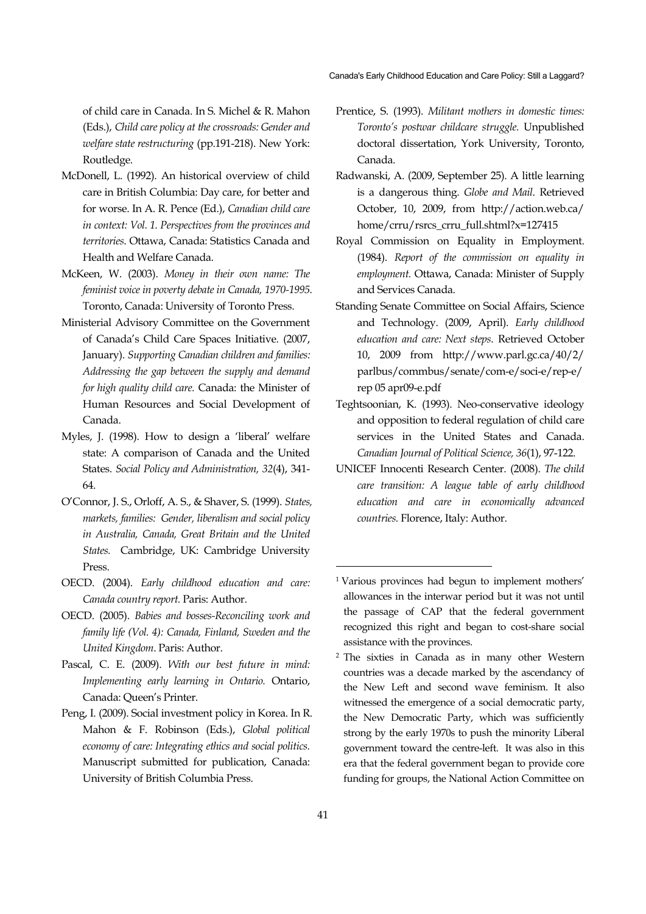of child care in Canada. In S. Michel & R. Mahon (Eds.), *Child care policy at the crossroads: Gender and welfare state restructuring* (pp.191-218). New York: Routledge.

McDonell, L. (1992). An historical overview of child care in British Columbia: Day care, for better and for worse. In A. R. Pence (Ed.), *Canadian child care in context: Vol. 1. Perspectives from the provinces and territories.* Ottawa, Canada: Statistics Canada and Health and Welfare Canada.

McKeen, W. (2003). *Money in their own name: The feminist voice in poverty debate in Canada, 1970-1995.* Toronto, Canada: University of Toronto Press.

Ministerial Advisory Committee on the Government of Canada's Child Care Spaces Initiative. (2007, January). *Supporting Canadian children and families: Addressing the gap between the supply and demand for high quality child care.* Canada: the Minister of Human Resources and Social Development of Canada.

Myles, J. (1998). How to design a 'liberal' welfare state: A comparison of Canada and the United States. *Social Policy and Administration, 32*(4), 341-64.

O'Connor, J. S., Orloff, A. S., & Shaver, S. (1999). *States, markets, families: Gender, liberalism and social policy in Australia, Canada, Great Britain and the United States.* Cambridge, UK: Cambridge University Press.

OECD. (2004). *Early childhood education and care: Canada country report.* Paris: Author.

OECD. (2005). *Babies and bosses-Reconciling work and family life (Vol. 4): Canada, Finland, Sweden and the United Kingdom*. Paris: Author.

Pascal, C. E. (2009). *With our best future in mind: Implementing early learning in Ontario.* Ontario, Canada: Queen's Printer.

Peng, I. (2009). Social investment policy in Korea. In R. Mahon & F. Robinson (Eds.), *Global political economy of care: Integrating ethics and social politics.* Manuscript submitted for publication, Canada: University of British Columbia Press.

Prentice, S. (1993). *Militant mothers in domestic times: Toronto's postwar childcare struggle.* Unpublished doctoral dissertation, York University, Toronto, Canada.

Radwanski, A. (2009, September 25). A little learning is a dangerous thing. *Globe and Mail*. Retrieved October, 10, 2009, from http://action.web.ca/home/crru/rsrcs_crru_full.shtml?x=127415

Royal Commission on Equality in Employment. (1984). *Report of the commission on equality in employment.* Ottawa, Canada: Minister of Supply and Services Canada.

Standing Senate Committee on Social Affairs, Science and Technology. (2009, April). *Early childhood education and care: Next steps*. Retrieved October 10, 2009 from http://www.parl.gc.ca/40/2/parlbus/commbus/senate/com-e/soci-e/rep-e/rep 05 apr09-e.pdf

Teghtsoonian, K. (1993). Neo-conservative ideology and opposition to federal regulation of child care services in the United States and Canada. *Canadian Journal of Political Science, 36*(1), 97-122.

UNICEF Innocenti Research Center. (2008). *The child care transition: A league table of early childhood education and care in economically advanced countries.* Florence, Italy: Author.

---

[1] Various provinces had begun to implement mothers' allowances in the interwar period but it was not until the passage of CAP that the federal government recognized this right and began to cost-share social assistance with the provinces.

[2] The sixties in Canada as in many other Western countries was a decade marked by the ascendancy of the New Left and second wave feminism. It also witnessed the emergence of a social democratic party, the New Democratic Party, which was sufficiently strong by the early 1970s to push the minority Liberal government toward the centre-left. It was also in this era that the federal government began to provide core funding for groups, the National Action Committee on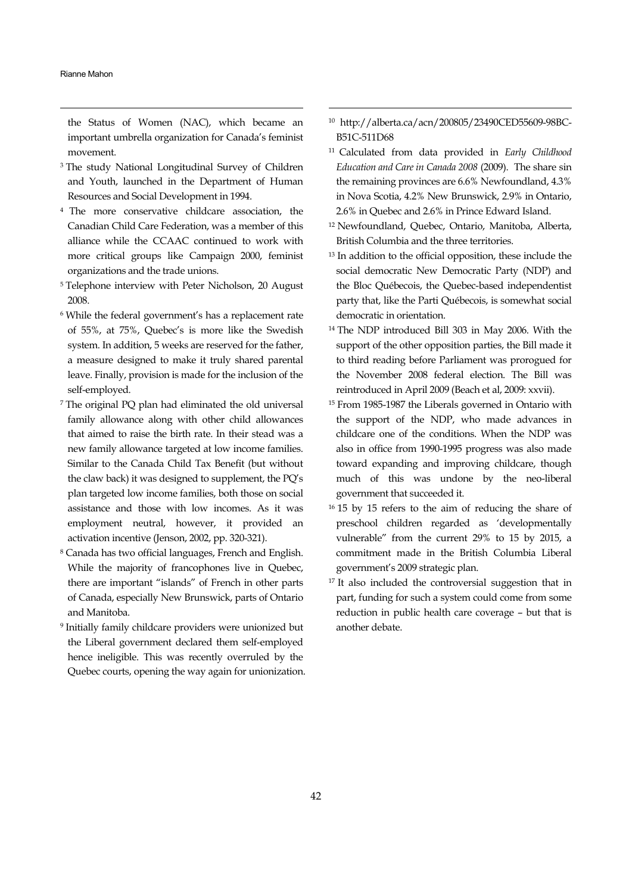the Status of Women (NAC), which became an important umbrella organization for Canada's feminist movement.

[3] The study National Longitudinal Survey of Children and Youth, launched in the Department of Human Resources and Social Development in 1994.

[4] The more conservative childcare association, the Canadian Child Care Federation, was a member of this alliance while the CCAAC continued to work with more critical groups like Campaign 2000, feminist organizations and the trade unions.

[5] Telephone interview with Peter Nicholson, 20 August 2008.

[6] While the federal government's has a replacement rate of 55%, at 75%, Quebec's is more like the Swedish system. In addition, 5 weeks are reserved for the father, a measure designed to make it truly shared parental leave. Finally, provision is made for the inclusion of the self-employed.

[7] The original PQ plan had eliminated the old universal family allowance along with other child allowances that aimed to raise the birth rate. In their stead was a new family allowance targeted at low income families. Similar to the Canada Child Tax Benefit (but without the claw back) it was designed to supplement, the PQ's plan targeted low income families, both those on social assistance and those with low incomes. As it was employment neutral, however, it provided an activation incentive (Jenson, 2002, pp. 320-321).

[8] Canada has two official languages, French and English. While the majority of francophones live in Quebec, there are important "islands" of French in other parts of Canada, especially New Brunswick, parts of Ontario and Manitoba.

[9] Initially family childcare providers were unionized but the Liberal government declared them self-employed hence ineligible. This was recently overruled by the Quebec courts, opening the way again for unionization.

[10] http://alberta.ca/acn/200805/23490CED55609-98BC-B51C-511D68

[11] Calculated from data provided in *Early Childhood Education and Care in Canada 2008* (2009). The share sin the remaining provinces are 6.6% Newfoundland, 4.3% in Nova Scotia, 4.2% New Brunswick, 2.9% in Ontario, 2.6% in Quebec and 2.6% in Prince Edward Island.

[12] Newfoundland, Quebec, Ontario, Manitoba, Alberta, British Columbia and the three territories.

[13] In addition to the official opposition, these include the social democratic New Democratic Party (NDP) and the Bloc Québecois, the Quebec-based independentist party that, like the Parti Québecois, is somewhat social democratic in orientation.

[14] The NDP introduced Bill 303 in May 2006. With the support of the other opposition parties, the Bill made it to third reading before Parliament was prorogued for the November 2008 federal election. The Bill was reintroduced in April 2009 (Beach et al, 2009: xxvii).

[15] From 1985-1987 the Liberals governed in Ontario with the support of the NDP, who made advances in childcare one of the conditions. When the NDP was also in office from 1990-1995 progress was also made toward expanding and improving childcare, though much of this was undone by the neo-liberal government that succeeded it.

[16] 15 by 15 refers to the aim of reducing the share of preschool children regarded as 'developmentally vulnerable" from the current 29% to 15 by 2015, a commitment made in the British Columbia Liberal government's 2009 strategic plan.

[17] It also included the controversial suggestion that in part, funding for such a system could come from some reduction in public health care coverage – but that is another debate.